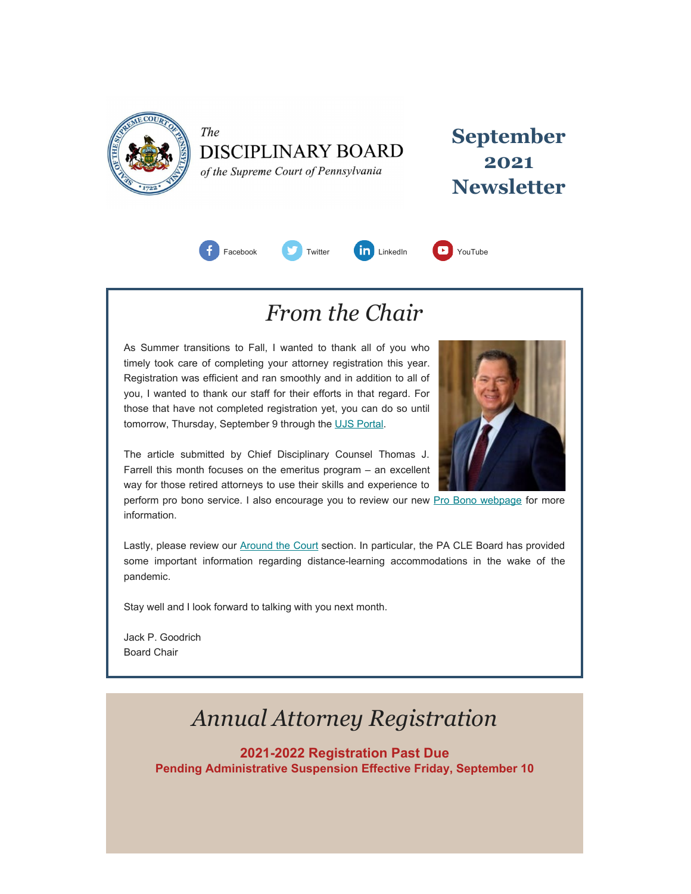The DISCIPLINARY BOARD of the Supreme Court of Pennsylvania

# September 2021 Newsletter

Facebook Twitter LinkedIn YouTube

## *From the Chair*

As Summer transitions to Fall, I wanted to thank all of you who timely took care of completing your attorney registration this year. Registration was efficient and ran smoothly and in addition to all of you, I wanted to thank our staff for their efforts in that regard. For those that have not completed registration yet, you can do so until tomorrow, Thursday, September 9 through the UJS Portal.

The article submitted by Chief Disciplinary Counsel Thomas J. Farrell this month focuses on the emeritus program – an excellent way for those retired attorneys to use their skills and experience to perform pro bono service. I also encourage you to review our new Pro Bono webpage for more information.

Lastly, please review our Around the Court section. In particular, the PA CLE Board has provided some important information regarding distance-learning accommodations in the wake of the pandemic.

Stay well and I look forward to talking with you next month.

Jack P. Goodrich
Board Chair

## *Annual Attorney Registration*

**2021-2022 Registration Past Due**
**Pending Administrative Suspension Effective Friday, September 10**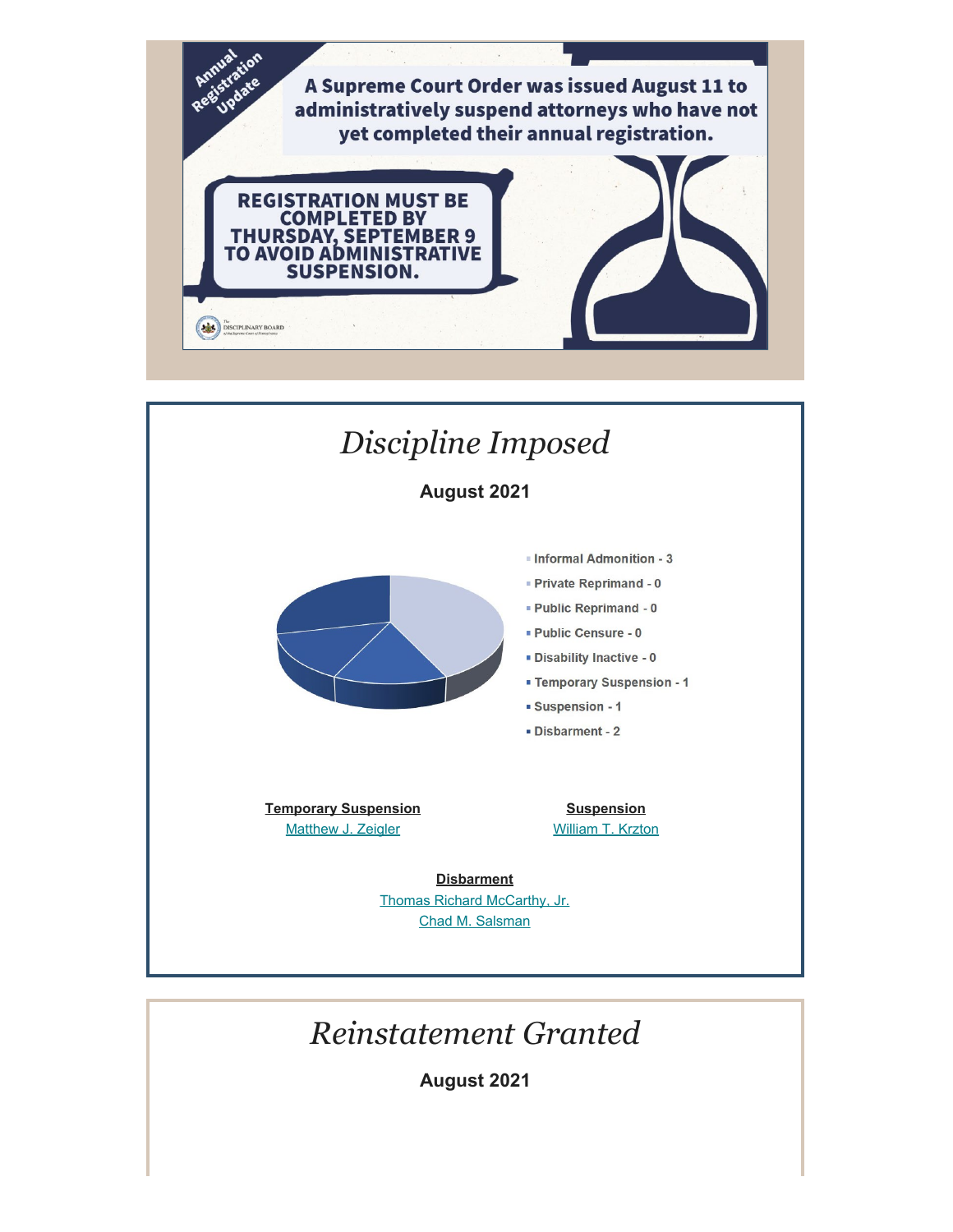Annual Registration Update

**A Supreme Court Order was issued August 11 to administratively suspend attorneys who have not yet completed their annual registration.**

**REGISTRATION MUST BE COMPLETED BY THURSDAY, SEPTEMBER 9 TO AVOID ADMINISTRATIVE SUSPENSION.**

The Disciplinary Board of the Supreme Court of Pennsylvania

# *Discipline Imposed*

**August 2021**

- Informal Admonition - 3
- Private Reprimand - 0
- Public Reprimand - 0
- Public Censure - 0
- Disability Inactive - 0
- Temporary Suspension - 1
- Suspension - 1
- Disbarment - 2

**Temporary Suspension**
Matthew J. Zeigler

**Suspension**
William T. Krzton

**Disbarment**
Thomas Richard McCarthy, Jr.
Chad M. Salsman

# *Reinstatement Granted*

**August 2021**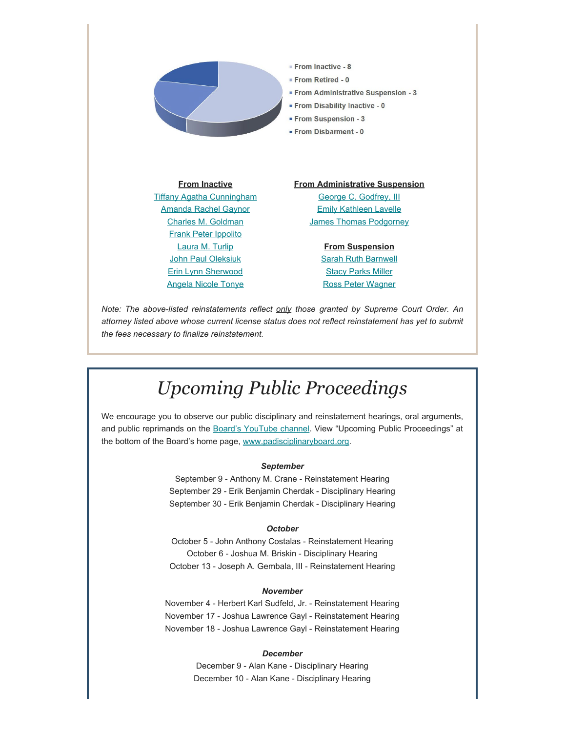- From Inactive - 8
- From Retired - 0
- From Administrative Suspension - 3
- From Disability Inactive - 0
- From Suspension - 3
- From Disbarment - 0

**From Inactive**

Tiffany Agatha Cunningham
Amanda Rachel Gaynor
Charles M. Goldman
Frank Peter Ippolito
Laura M. Turlip
John Paul Oleksiuk
Erin Lynn Sherwood
Angela Nicole Tonye

**From Administrative Suspension**

George C. Godfrey, III
Emily Kathleen Lavelle
James Thomas Podgorney

**From Suspension**

Sarah Ruth Barnwell
Stacy Parks Miller
Ross Peter Wagner

*Note: The above-listed reinstatements reflect only those granted by Supreme Court Order. An attorney listed above whose current license status does not reflect reinstatement has yet to submit the fees necessary to finalize reinstatement.*

# *Upcoming Public Proceedings*

We encourage you to observe our public disciplinary and reinstatement hearings, oral arguments, and public reprimands on the Board's YouTube channel. View "Upcoming Public Proceedings" at the bottom of the Board's home page, www.padisciplinaryboard.org.

***September***

September 9 - Anthony M. Crane - Reinstatement Hearing
September 29 - Erik Benjamin Cherdak - Disciplinary Hearing
September 30 - Erik Benjamin Cherdak - Disciplinary Hearing

***October***

October 5 - John Anthony Costalas - Reinstatement Hearing
October 6 - Joshua M. Briskin - Disciplinary Hearing
October 13 - Joseph A. Gembala, III - Reinstatement Hearing

***November***

November 4 - Herbert Karl Sudfeld, Jr. - Reinstatement Hearing
November 17 - Joshua Lawrence Gayl - Reinstatement Hearing
November 18 - Joshua Lawrence Gayl - Reinstatement Hearing

***December***

December 9 - Alan Kane - Disciplinary Hearing
December 10 - Alan Kane - Disciplinary Hearing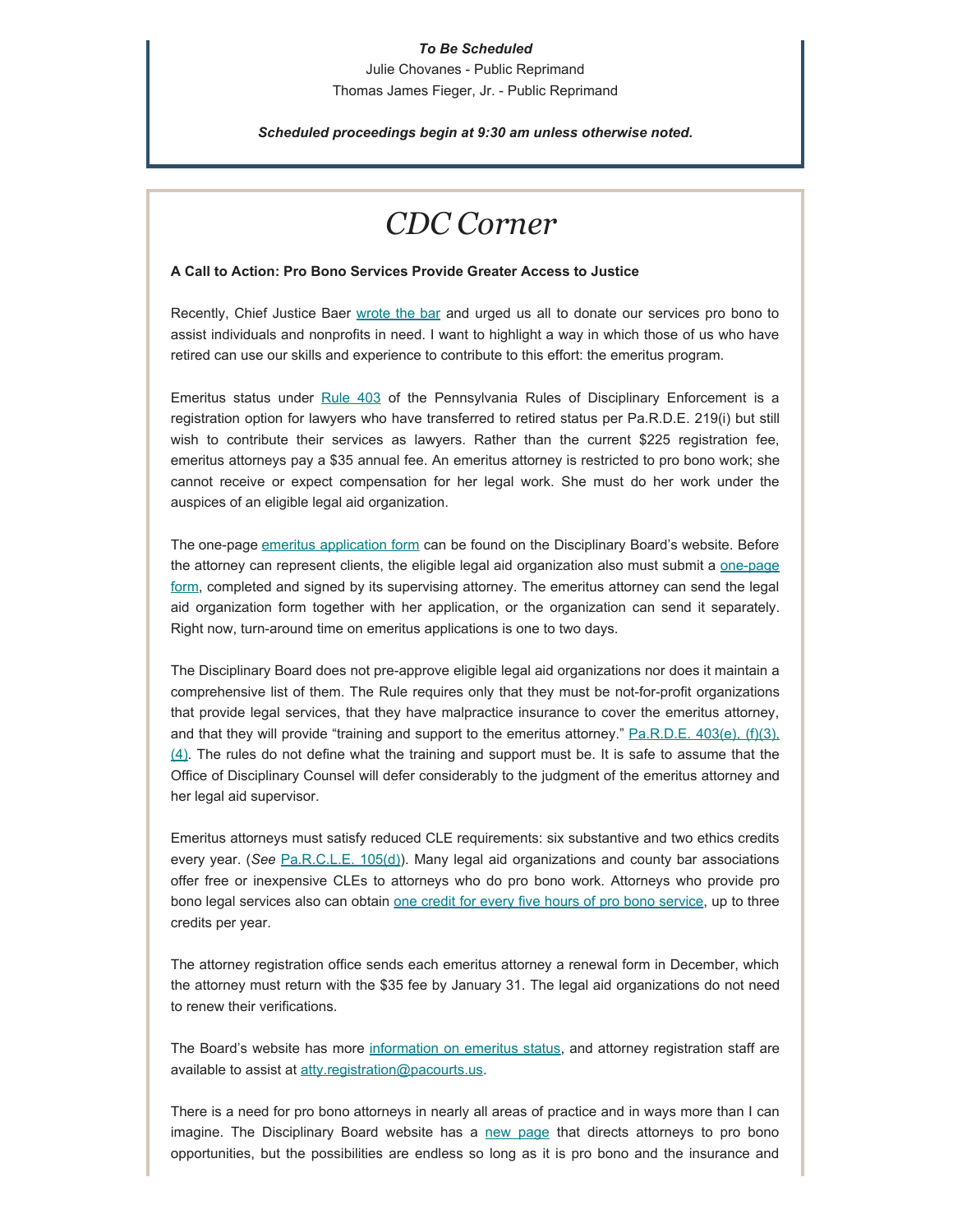***To Be Scheduled***

Julie Chovanes - Public Reprimand

Thomas James Fieger, Jr. - Public Reprimand

***Scheduled proceedings begin at 9:30 am unless otherwise noted.***

# *CDC Corner*

**A Call to Action: Pro Bono Services Provide Greater Access to Justice**

Recently, Chief Justice Baer wrote the bar and urged us all to donate our services pro bono to assist individuals and nonprofits in need. I want to highlight a way in which those of us who have retired can use our skills and experience to contribute to this effort: the emeritus program.

Emeritus status under Rule 403 of the Pennsylvania Rules of Disciplinary Enforcement is a registration option for lawyers who have transferred to retired status per Pa.R.D.E. 219(i) but still wish to contribute their services as lawyers. Rather than the current $225 registration fee, emeritus attorneys pay a $35 annual fee. An emeritus attorney is restricted to pro bono work; she cannot receive or expect compensation for her legal work. She must do her work under the auspices of an eligible legal aid organization.

The one-page emeritus application form can be found on the Disciplinary Board's website. Before the attorney can represent clients, the eligible legal aid organization also must submit a one-page form, completed and signed by its supervising attorney. The emeritus attorney can send the legal aid organization form together with her application, or the organization can send it separately. Right now, turn-around time on emeritus applications is one to two days.

The Disciplinary Board does not pre-approve eligible legal aid organizations nor does it maintain a comprehensive list of them. The Rule requires only that they must be not-for-profit organizations that provide legal services, that they have malpractice insurance to cover the emeritus attorney, and that they will provide "training and support to the emeritus attorney." Pa.R.D.E. 403(e), (f)(3), (4). The rules do not define what the training and support must be. It is safe to assume that the Office of Disciplinary Counsel will defer considerably to the judgment of the emeritus attorney and her legal aid supervisor.

Emeritus attorneys must satisfy reduced CLE requirements: six substantive and two ethics credits every year. (*See* Pa.R.C.L.E. 105(d)). Many legal aid organizations and county bar associations offer free or inexpensive CLEs to attorneys who do pro bono work. Attorneys who provide pro bono legal services also can obtain one credit for every five hours of pro bono service, up to three credits per year.

The attorney registration office sends each emeritus attorney a renewal form in December, which the attorney must return with the $35 fee by January 31. The legal aid organizations do not need to renew their verifications.

The Board's website has more information on emeritus status, and attorney registration staff are available to assist at atty.registration@pacourts.us.

There is a need for pro bono attorneys in nearly all areas of practice and in ways more than I can imagine. The Disciplinary Board website has a new page that directs attorneys to pro bono opportunities, but the possibilities are endless so long as it is pro bono and the insurance and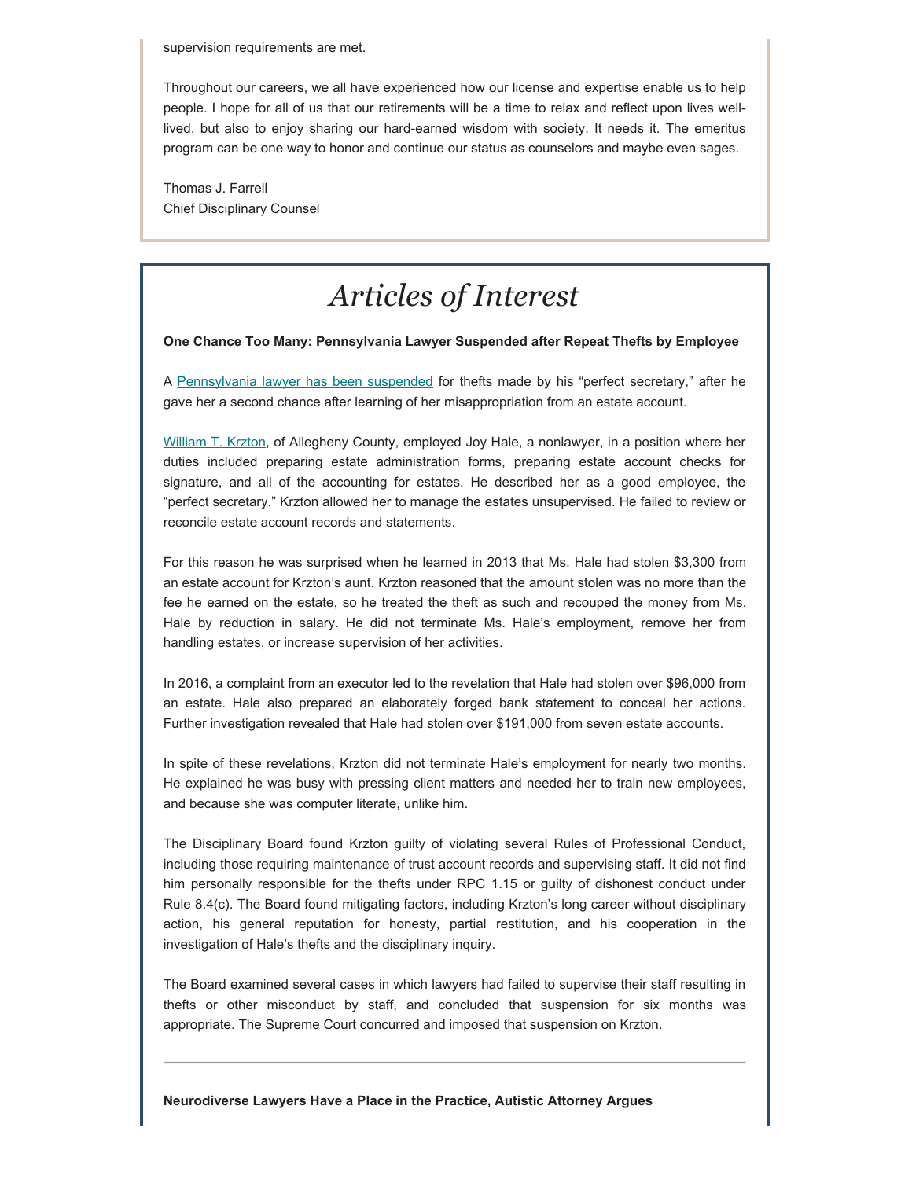supervision requirements are met.

Throughout our careers, we all have experienced how our license and expertise enable us to help people. I hope for all of us that our retirements will be a time to relax and reflect upon lives well-lived, but also to enjoy sharing our hard-earned wisdom with society. It needs it. The emeritus program can be one way to honor and continue our status as counselors and maybe even sages.

Thomas J. Farrell
Chief Disciplinary Counsel

# *Articles of Interest*

**One Chance Too Many: Pennsylvania Lawyer Suspended after Repeat Thefts by Employee**

A Pennsylvania lawyer has been suspended for thefts made by his "perfect secretary," after he gave her a second chance after learning of her misappropriation from an estate account.

William T. Krzton, of Allegheny County, employed Joy Hale, a nonlawyer, in a position where her duties included preparing estate administration forms, preparing estate account checks for signature, and all of the accounting for estates. He described her as a good employee, the "perfect secretary." Krzton allowed her to manage the estates unsupervised. He failed to review or reconcile estate account records and statements.

For this reason he was surprised when he learned in 2013 that Ms. Hale had stolen $3,300 from an estate account for Krzton's aunt. Krzton reasoned that the amount stolen was no more than the fee he earned on the estate, so he treated the theft as such and recouped the money from Ms. Hale by reduction in salary. He did not terminate Ms. Hale's employment, remove her from handling estates, or increase supervision of her activities.

In 2016, a complaint from an executor led to the revelation that Hale had stolen over $96,000 from an estate. Hale also prepared an elaborately forged bank statement to conceal her actions. Further investigation revealed that Hale had stolen over $191,000 from seven estate accounts.

In spite of these revelations, Krzton did not terminate Hale's employment for nearly two months. He explained he was busy with pressing client matters and needed her to train new employees, and because she was computer literate, unlike him.

The Disciplinary Board found Krzton guilty of violating several Rules of Professional Conduct, including those requiring maintenance of trust account records and supervising staff. It did not find him personally responsible for the thefts under RPC 1.15 or guilty of dishonest conduct under Rule 8.4(c). The Board found mitigating factors, including Krzton's long career without disciplinary action, his general reputation for honesty, partial restitution, and his cooperation in the investigation of Hale's thefts and the disciplinary inquiry.

The Board examined several cases in which lawyers had failed to supervise their staff resulting in thefts or other misconduct by staff, and concluded that suspension for six months was appropriate. The Supreme Court concurred and imposed that suspension on Krzton.

---

**Neurodiverse Lawyers Have a Place in the Practice, Autistic Attorney Argues**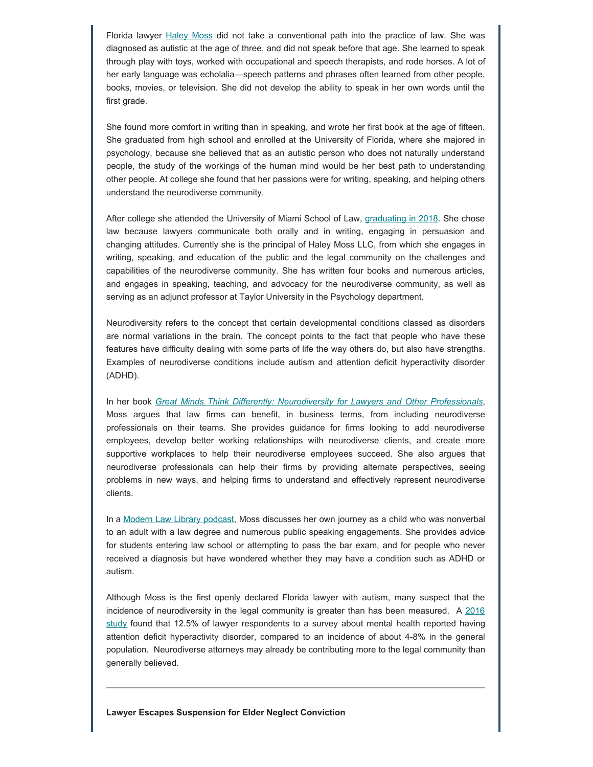Florida lawyer Haley Moss did not take a conventional path into the practice of law. She was diagnosed as autistic at the age of three, and did not speak before that age. She learned to speak through play with toys, worked with occupational and speech therapists, and rode horses. A lot of her early language was echolalia—speech patterns and phrases often learned from other people, books, movies, or television. She did not develop the ability to speak in her own words until the first grade.

She found more comfort in writing than in speaking, and wrote her first book at the age of fifteen. She graduated from high school and enrolled at the University of Florida, where she majored in psychology, because she believed that as an autistic person who does not naturally understand people, the study of the workings of the human mind would be her best path to understanding other people. At college she found that her passions were for writing, speaking, and helping others understand the neurodiverse community.

After college she attended the University of Miami School of Law, graduating in 2018. She chose law because lawyers communicate both orally and in writing, engaging in persuasion and changing attitudes. Currently she is the principal of Haley Moss LLC, from which she engages in writing, speaking, and education of the public and the legal community on the challenges and capabilities of the neurodiverse community. She has written four books and numerous articles, and engages in speaking, teaching, and advocacy for the neurodiverse community, as well as serving as an adjunct professor at Taylor University in the Psychology department.

Neurodiversity refers to the concept that certain developmental conditions classed as disorders are normal variations in the brain. The concept points to the fact that people who have these features have difficulty dealing with some parts of life the way others do, but also have strengths. Examples of neurodiverse conditions include autism and attention deficit hyperactivity disorder (ADHD).

In her book *Great Minds Think Differently: Neurodiversity for Lawyers and Other Professionals*, Moss argues that law firms can benefit, in business terms, from including neurodiverse professionals on their teams. She provides guidance for firms looking to add neurodiverse employees, develop better working relationships with neurodiverse clients, and create more supportive workplaces to help their neurodiverse employees succeed. She also argues that neurodiverse professionals can help their firms by providing alternate perspectives, seeing problems in new ways, and helping firms to understand and effectively represent neurodiverse clients.

In a Modern Law Library podcast, Moss discusses her own journey as a child who was nonverbal to an adult with a law degree and numerous public speaking engagements. She provides advice for students entering law school or attempting to pass the bar exam, and for people who never received a diagnosis but have wondered whether they may have a condition such as ADHD or autism.

Although Moss is the first openly declared Florida lawyer with autism, many suspect that the incidence of neurodiversity in the legal community is greater than has been measured. A 2016 study found that 12.5% of lawyer respondents to a survey about mental health reported having attention deficit hyperactivity disorder, compared to an incidence of about 4-8% in the general population. Neurodiverse attorneys may already be contributing more to the legal community than generally believed.

---

**Lawyer Escapes Suspension for Elder Neglect Conviction**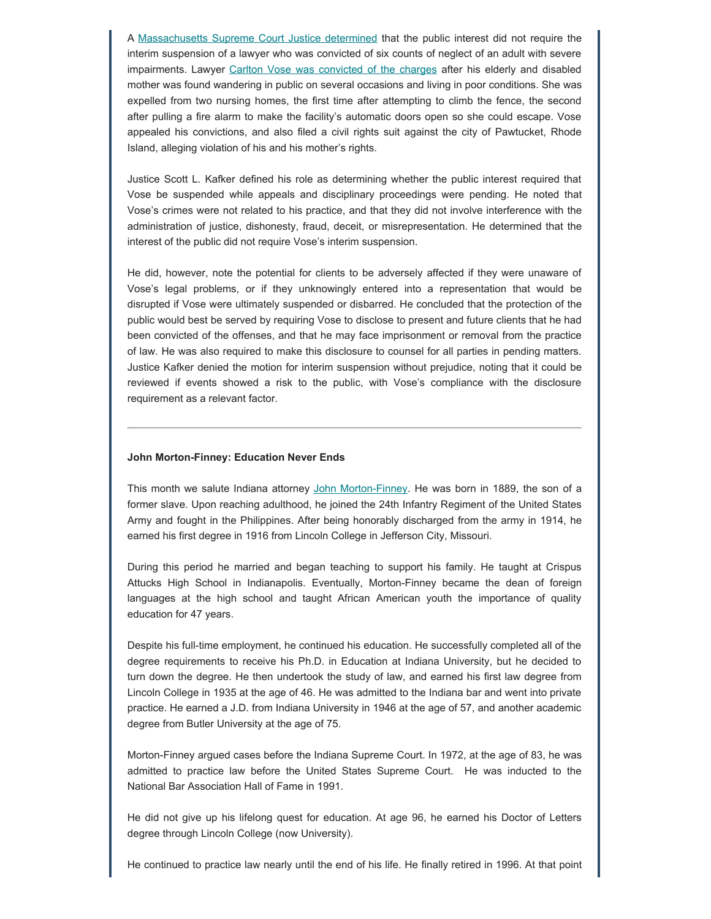A Massachusetts Supreme Court Justice determined that the public interest did not require the interim suspension of a lawyer who was convicted of six counts of neglect of an adult with severe impairments. Lawyer Carlton Vose was convicted of the charges after his elderly and disabled mother was found wandering in public on several occasions and living in poor conditions. She was expelled from two nursing homes, the first time after attempting to climb the fence, the second after pulling a fire alarm to make the facility's automatic doors open so she could escape. Vose appealed his convictions, and also filed a civil rights suit against the city of Pawtucket, Rhode Island, alleging violation of his and his mother's rights.

Justice Scott L. Kafker defined his role as determining whether the public interest required that Vose be suspended while appeals and disciplinary proceedings were pending. He noted that Vose's crimes were not related to his practice, and that they did not involve interference with the administration of justice, dishonesty, fraud, deceit, or misrepresentation. He determined that the interest of the public did not require Vose's interim suspension.

He did, however, note the potential for clients to be adversely affected if they were unaware of Vose's legal problems, or if they unknowingly entered into a representation that would be disrupted if Vose were ultimately suspended or disbarred. He concluded that the protection of the public would best be served by requiring Vose to disclose to present and future clients that he had been convicted of the offenses, and that he may face imprisonment or removal from the practice of law. He was also required to make this disclosure to counsel for all parties in pending matters. Justice Kafker denied the motion for interim suspension without prejudice, noting that it could be reviewed if events showed a risk to the public, with Vose's compliance with the disclosure requirement as a relevant factor.

---

**John Morton-Finney: Education Never Ends**

This month we salute Indiana attorney John Morton-Finney. He was born in 1889, the son of a former slave. Upon reaching adulthood, he joined the 24th Infantry Regiment of the United States Army and fought in the Philippines. After being honorably discharged from the army in 1914, he earned his first degree in 1916 from Lincoln College in Jefferson City, Missouri.

During this period he married and began teaching to support his family. He taught at Crispus Attucks High School in Indianapolis. Eventually, Morton-Finney became the dean of foreign languages at the high school and taught African American youth the importance of quality education for 47 years.

Despite his full-time employment, he continued his education. He successfully completed all of the degree requirements to receive his Ph.D. in Education at Indiana University, but he decided to turn down the degree. He then undertook the study of law, and earned his first law degree from Lincoln College in 1935 at the age of 46. He was admitted to the Indiana bar and went into private practice. He earned a J.D. from Indiana University in 1946 at the age of 57, and another academic degree from Butler University at the age of 75.

Morton-Finney argued cases before the Indiana Supreme Court. In 1972, at the age of 83, he was admitted to practice law before the United States Supreme Court. He was inducted to the National Bar Association Hall of Fame in 1991.

He did not give up his lifelong quest for education. At age 96, he earned his Doctor of Letters degree through Lincoln College (now University).

He continued to practice law nearly until the end of his life. He finally retired in 1996. At that point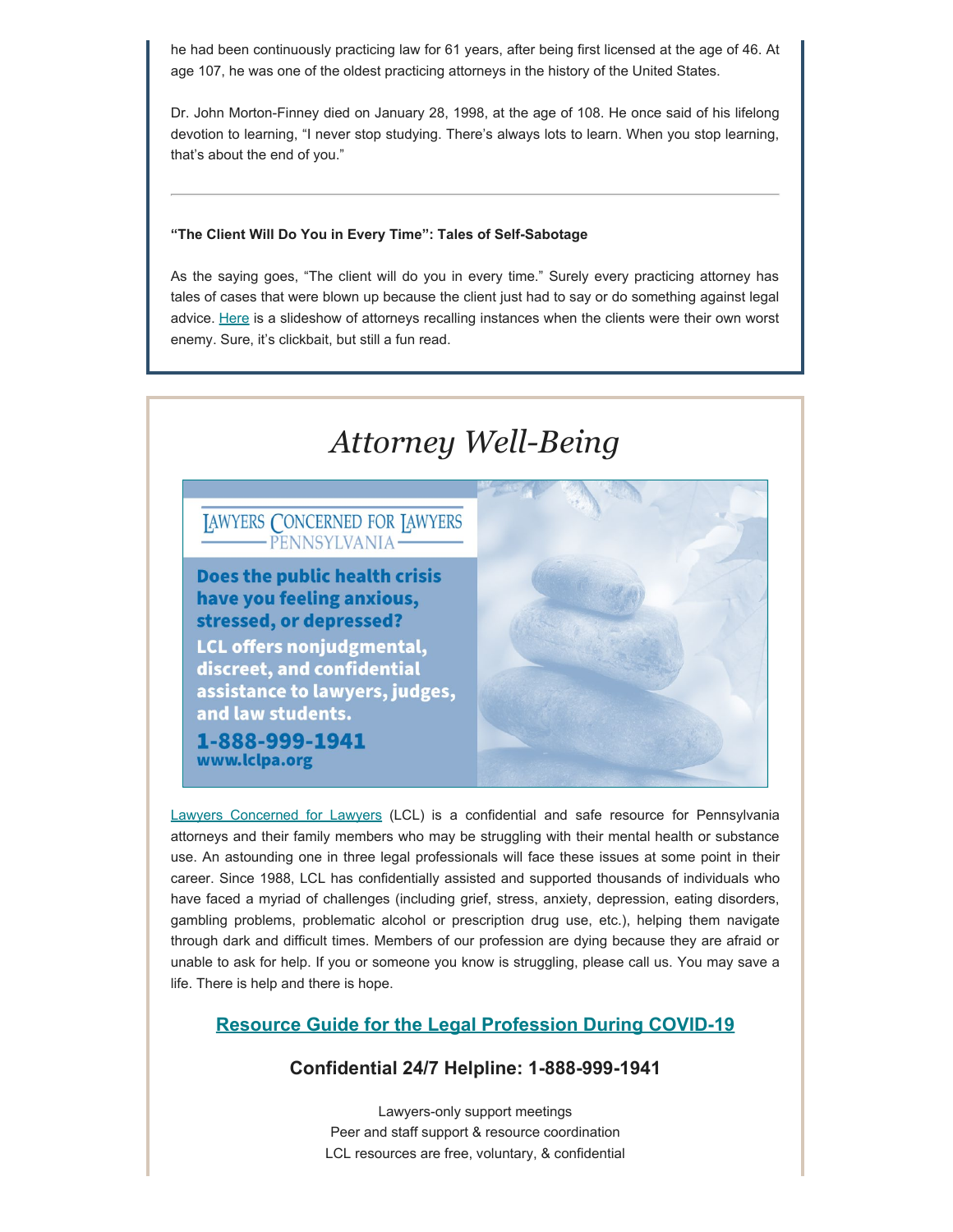he had been continuously practicing law for 61 years, after being first licensed at the age of 46. At age 107, he was one of the oldest practicing attorneys in the history of the United States.

Dr. John Morton-Finney died on January 28, 1998, at the age of 108. He once said of his lifelong devotion to learning, "I never stop studying. There's always lots to learn. When you stop learning, that's about the end of you."

---

**"The Client Will Do You in Every Time": Tales of Self-Sabotage**

As the saying goes, "The client will do you in every time." Surely every practicing attorney has tales of cases that were blown up because the client just had to say or do something against legal advice. Here is a slideshow of attorneys recalling instances when the clients were their own worst enemy. Sure, it's clickbait, but still a fun read.

# *Attorney Well-Being*

LAWYERS CONCERNED FOR LAWYERS
PENNSYLVANIA

**Does the public health crisis have you feeling anxious, stressed, or depressed?**

**LCL offers nonjudgmental, discreet, and confidential assistance to lawyers, judges, and law students.**

**1-888-999-1941**
**www.lclpa.org**

Lawyers Concerned for Lawyers (LCL) is a confidential and safe resource for Pennsylvania attorneys and their family members who may be struggling with their mental health or substance use. An astounding one in three legal professionals will face these issues at some point in their career. Since 1988, LCL has confidentially assisted and supported thousands of individuals who have faced a myriad of challenges (including grief, stress, anxiety, depression, eating disorders, gambling problems, problematic alcohol or prescription drug use, etc.), helping them navigate through dark and difficult times. Members of our profession are dying because they are afraid or unable to ask for help. If you or someone you know is struggling, please call us. You may save a life. There is help and there is hope.

**Resource Guide for the Legal Profession During COVID-19**

**Confidential 24/7 Helpline: 1-888-999-1941**

Lawyers-only support meetings
Peer and staff support & resource coordination
LCL resources are free, voluntary, & confidential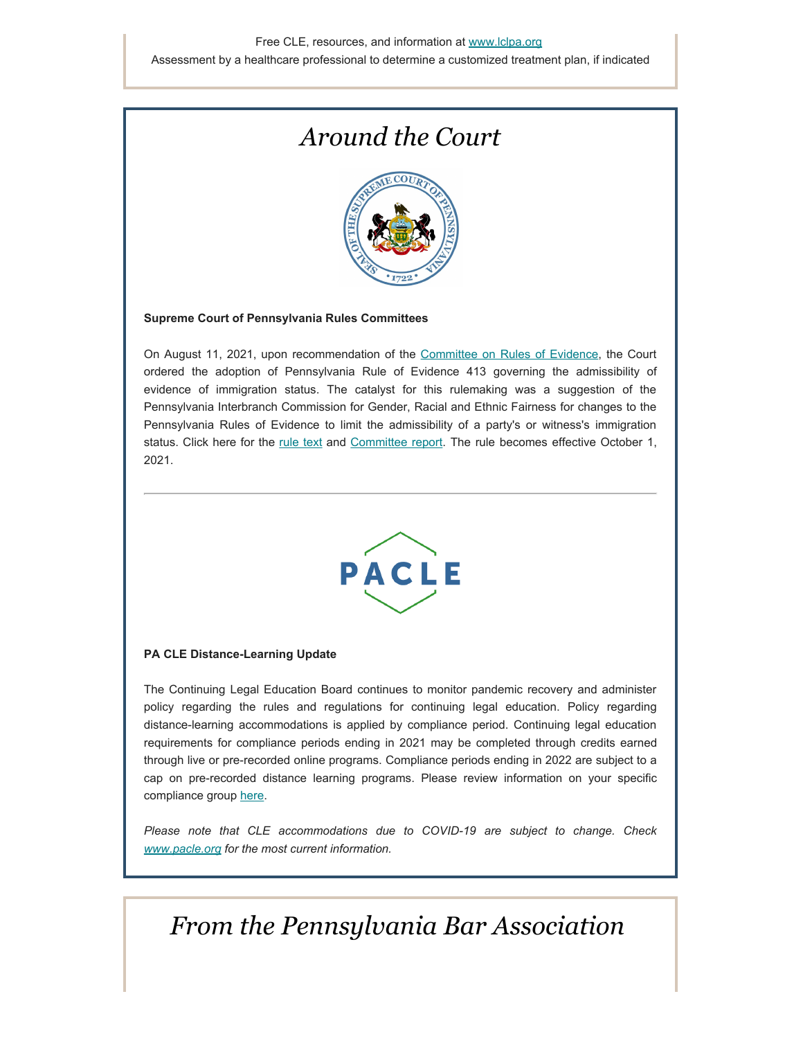Free CLE, resources, and information at www.lclpa.org

Assessment by a healthcare professional to determine a customized treatment plan, if indicated

# *Around the Court*

**Supreme Court of Pennsylvania Rules Committees**

On August 11, 2021, upon recommendation of the Committee on Rules of Evidence, the Court ordered the adoption of Pennsylvania Rule of Evidence 413 governing the admissibility of evidence of immigration status. The catalyst for this rulemaking was a suggestion of the Pennsylvania Interbranch Commission for Gender, Racial and Ethnic Fairness for changes to the Pennsylvania Rules of Evidence to limit the admissibility of a party's or witness's immigration status. Click here for the rule text and Committee report. The rule becomes effective October 1, 2021.

---

**PA CLE Distance-Learning Update**

The Continuing Legal Education Board continues to monitor pandemic recovery and administer policy regarding the rules and regulations for continuing legal education. Policy regarding distance-learning accommodations is applied by compliance period. Continuing legal education requirements for compliance periods ending in 2021 may be completed through credits earned through live or pre-recorded online programs. Compliance periods ending in 2022 are subject to a cap on pre-recorded distance learning programs. Please review information on your specific compliance group here.

*Please note that CLE accommodations due to COVID-19 are subject to change. Check www.pacle.org for the most current information.*

# *From the Pennsylvania Bar Association*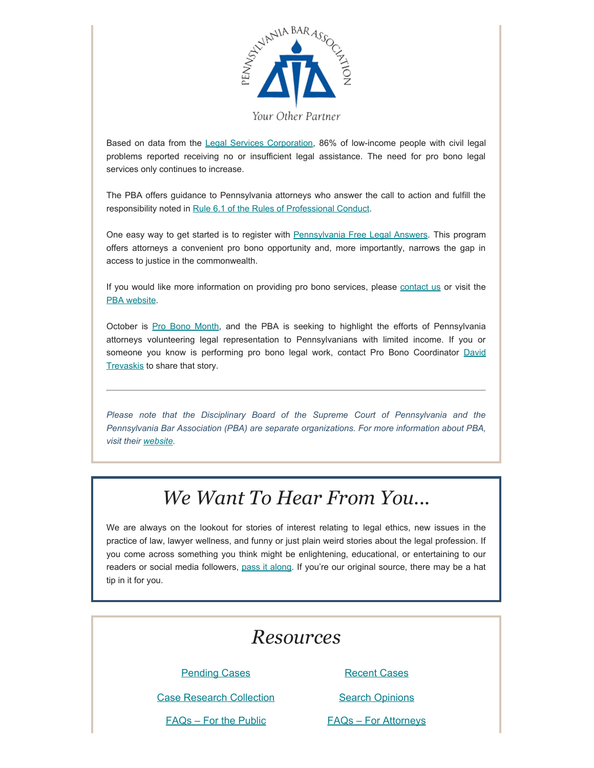Based on data from the Legal Services Corporation, 86% of low-income people with civil legal problems reported receiving no or insufficient legal assistance. The need for pro bono legal services only continues to increase.

The PBA offers guidance to Pennsylvania attorneys who answer the call to action and fulfill the responsibility noted in Rule 6.1 of the Rules of Professional Conduct.

One easy way to get started is to register with Pennsylvania Free Legal Answers. This program offers attorneys a convenient pro bono opportunity and, more importantly, narrows the gap in access to justice in the commonwealth.

If you would like more information on providing pro bono services, please contact us or visit the PBA website.

October is Pro Bono Month, and the PBA is seeking to highlight the efforts of Pennsylvania attorneys volunteering legal representation to Pennsylvanians with limited income. If you or someone you know is performing pro bono legal work, contact Pro Bono Coordinator David Trevaskis to share that story.

---

*Please note that the Disciplinary Board of the Supreme Court of Pennsylvania and the Pennsylvania Bar Association (PBA) are separate organizations. For more information about PBA, visit their website.*

# *We Want To Hear From You...*

We are always on the lookout for stories of interest relating to legal ethics, new issues in the practice of law, lawyer wellness, and funny or just plain weird stories about the legal profession. If you come across something you think might be enlightening, educational, or entertaining to our readers or social media followers, pass it along. If you're our original source, there may be a hat tip in it for you.

# *Resources*

- Pending Cases
- Recent Cases
- Case Research Collection
- Search Opinions
- FAQs – For the Public
- FAQs – For Attorneys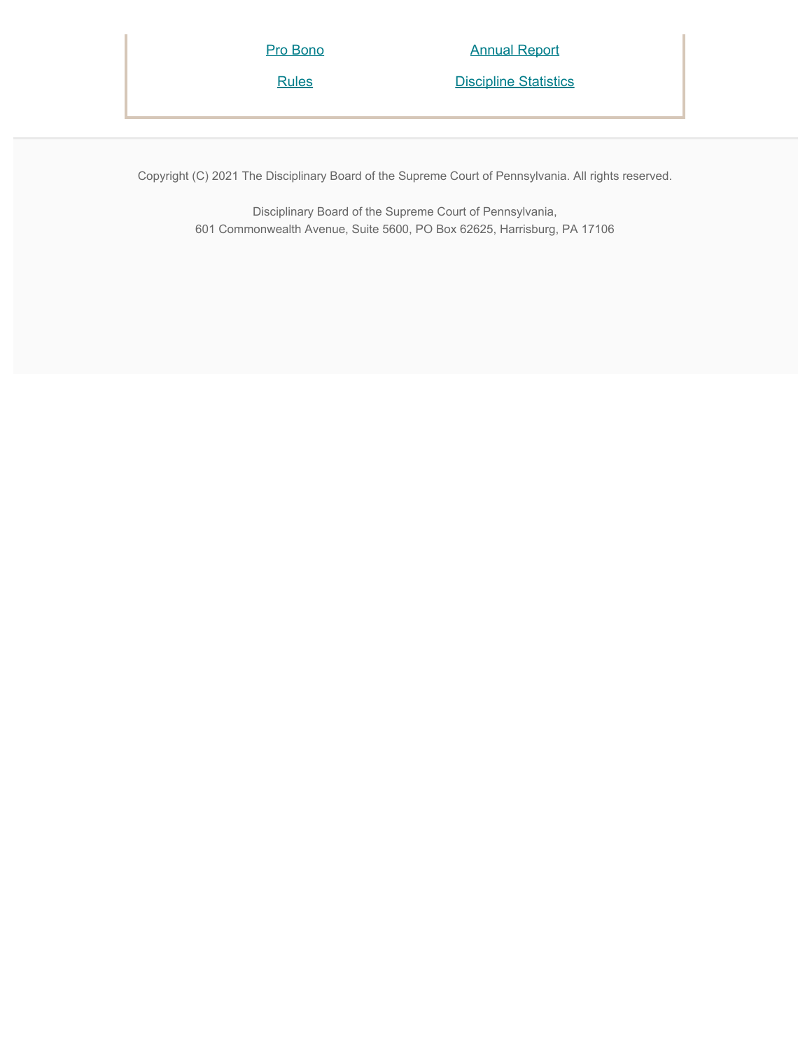Pro Bono | Annual Report

Rules | Discipline Statistics

Copyright (C) 2021 The Disciplinary Board of the Supreme Court of Pennsylvania. All rights reserved.

Disciplinary Board of the Supreme Court of Pennsylvania,
601 Commonwealth Avenue, Suite 5600, PO Box 62625, Harrisburg, PA 17106